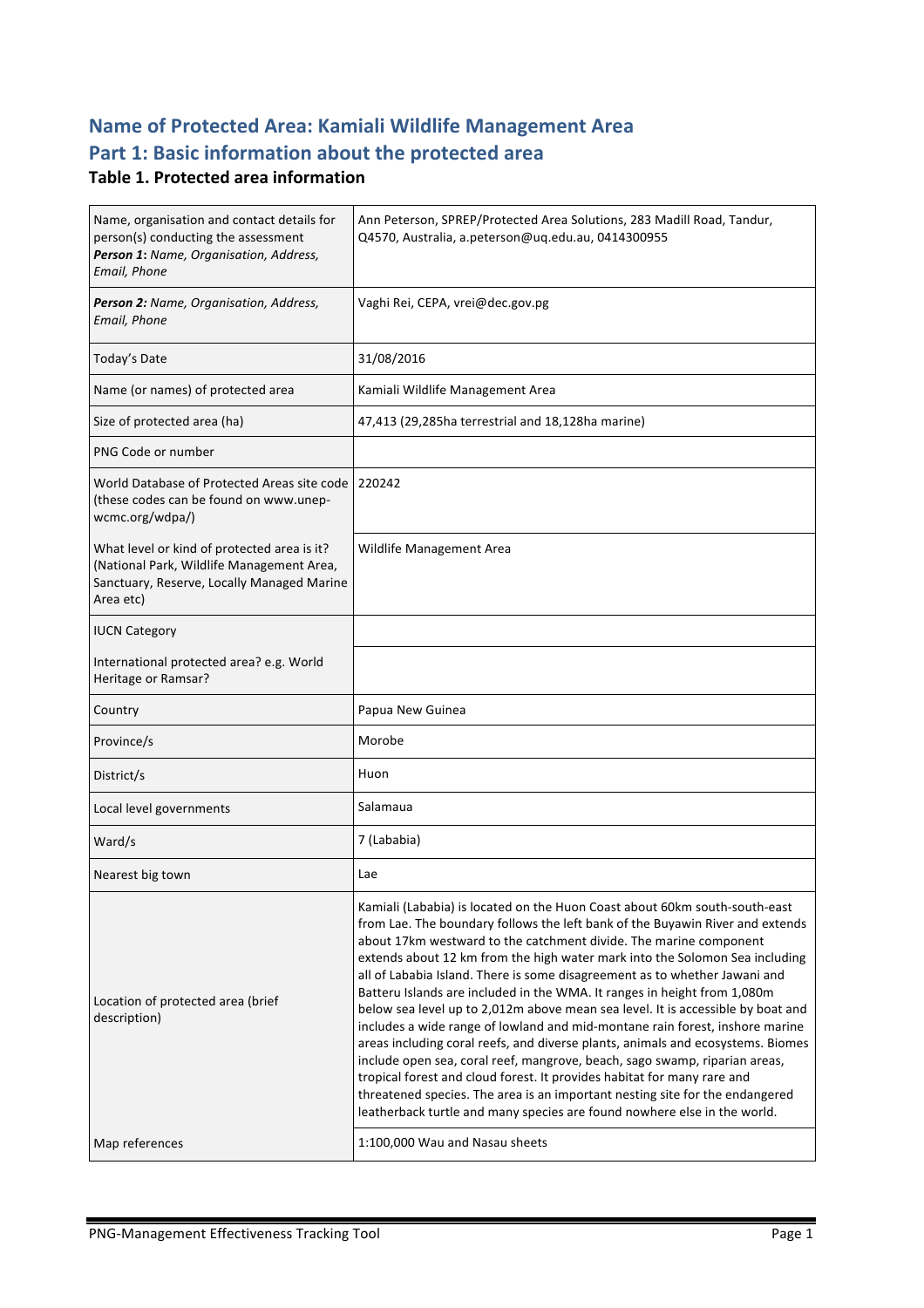# Name of Protected Area: Kamiali Wildlife Management Area

# Part 1: Basic information about the protected area

### Table 1. Protected area information

| | |
|---|---|
| Name, organisation and contact details for person(s) conducting the assessment ***Person 1**: Name, Organisation, Address, Email, Phone* | Ann Peterson, SPREP/Protected Area Solutions, 283 Madill Road, Tandur, Q4570, Australia, a.peterson@uq.edu.au, 0414300955 |
| ***Person 2:** Name, Organisation, Address, Email, Phone* | Vaghi Rei, CEPA, vrei@dec.gov.pg |
| Today's Date | 31/08/2016 |
| Name (or names) of protected area | Kamiali Wildlife Management Area |
| Size of protected area (ha) | 47,413 (29,285ha terrestrial and 18,128ha marine) |
| PNG Code or number | |
| World Database of Protected Areas site code (these codes can be found on www.unep-wcmc.org/wdpa/) | 220242 |
| What level or kind of protected area is it? (National Park, Wildlife Management Area, Sanctuary, Reserve, Locally Managed Marine Area etc) | Wildlife Management Area |
| IUCN Category | |
| International protected area? e.g. World Heritage or Ramsar? | |
| Country | Papua New Guinea |
| Province/s | Morobe |
| District/s | Huon |
| Local level governments | Salamaua |
| Ward/s | 7 (Lababia) |
| Nearest big town | Lae |
| Location of protected area (brief description) | Kamiali (Lababia) is located on the Huon Coast about 60km south-south-east from Lae. The boundary follows the left bank of the Buyawin River and extends about 17km westward to the catchment divide. The marine component extends about 12 km from the high water mark into the Solomon Sea including all of Lababia Island. There is some disagreement as to whether Jawani and Batteru Islands are included in the WMA. It ranges in height from 1,080m below sea level up to 2,012m above mean sea level. It is accessible by boat and includes a wide range of lowland and mid-montane rain forest, inshore marine areas including coral reefs, and diverse plants, animals and ecosystems. Biomes include open sea, coral reef, mangrove, beach, sago swamp, riparian areas, tropical forest and cloud forest. It provides habitat for many rare and threatened species. The area is an important nesting site for the endangered leatherback turtle and many species are found nowhere else in the world. |
| Map references | 1:100,000 Wau and Nasau sheets |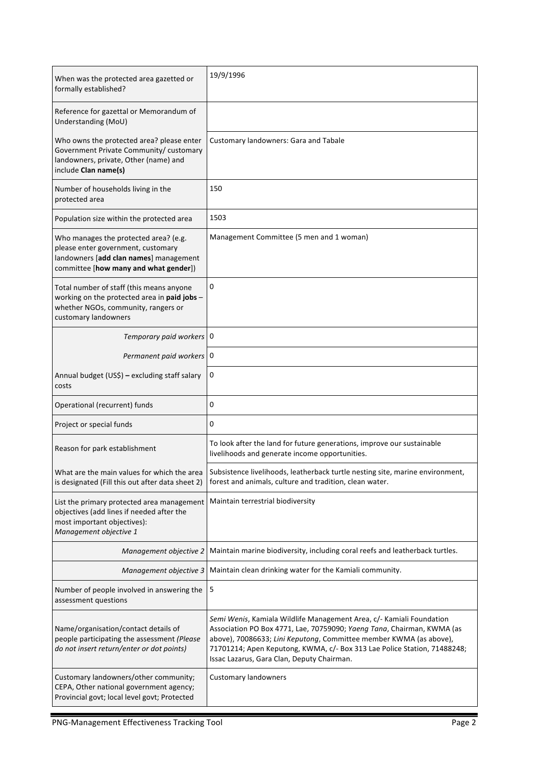| | |
|---|---|
| When was the protected area gazetted or formally established? | 19/9/1996 |
| Reference for gazettal or Memorandum of Understanding (MoU) | |
| Who owns the protected area? please enter Government Private Community/ customary landowners, private, Other (name) and include **Clan name(s)** | Customary landowners: Gara and Tabale |
| Number of households living in the protected area | 150 |
| Population size within the protected area | 1503 |
| Who manages the protected area? (e.g. please enter government, customary landowners [**add clan names**] management committee [**how many and what gender**]) | Management Committee (5 men and 1 woman) |
| Total number of staff (this means anyone working on the protected area in **paid jobs** – whether NGOs, community, rangers or customary landowners | 0 |
| *Temporary paid workers* | 0 |
| *Permanent paid workers* | 0 |
| Annual budget (US$) **–** excluding staff salary costs | 0 |
| Operational (recurrent) funds | 0 |
| Project or special funds | 0 |
| Reason for park establishment | To look after the land for future generations, improve our sustainable livelihoods and generate income opportunities. |
| What are the main values for which the area is designated (Fill this out after data sheet 2) | Subsistence livelihoods, leatherback turtle nesting site, marine environment, forest and animals, culture and tradition, clean water. |
| List the primary protected area management objectives (add lines if needed after the most important objectives): *Management objective 1* | Maintain terrestrial biodiversity |
| *Management objective 2* | Maintain marine biodiversity, including coral reefs and leatherback turtles. |
| *Management objective 3* | Maintain clean drinking water for the Kamiali community. |
| Number of people involved in answering the assessment questions | 5 |
| Name/organisation/contact details of people participating the assessment *(Please do not insert return/enter or dot points)* | *Semi Wenis*, Kamiala Wildlife Management Area, c/- Kamiali Foundation Association PO Box 4771, Lae, 70759090; *Yaeng Tana*, Chairman, KWMA (as above), 70086633; *Lini Keputong*, Committee member KWMA (as above), 71701214; Apen Keputong, KWMA, c/- Box 313 Lae Police Station, 71488248; Issac Lazarus, Gara Clan, Deputy Chairman. |
| Customary landowners/other community; CEPA, Other national government agency; Provincial govt; local level govt; Protected | Customary landowners |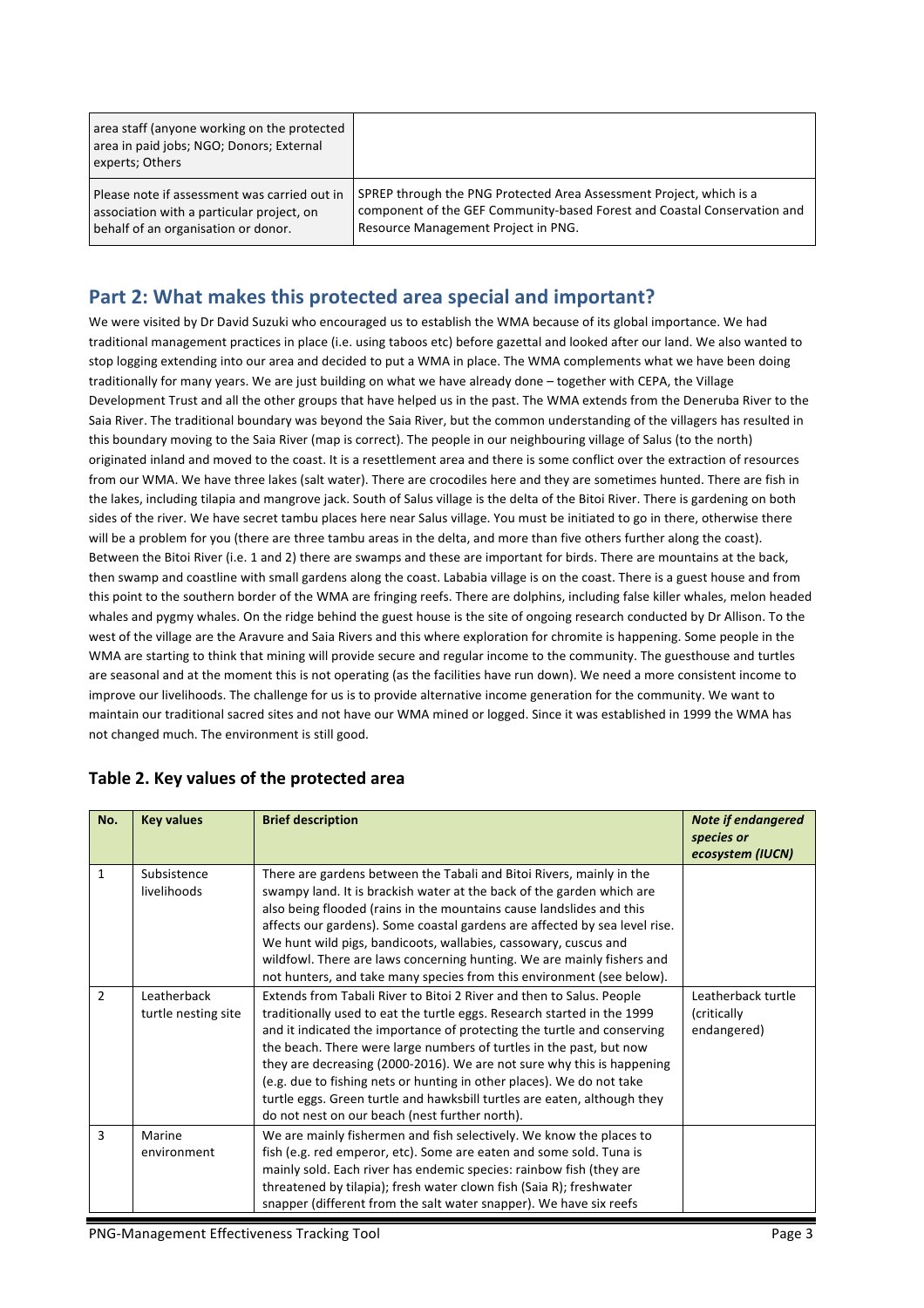| area staff (anyone working on the protected area in paid jobs; NGO; Donors; External experts; Others | |
|---|---|
| Please note if assessment was carried out in association with a particular project, on behalf of an organisation or donor. | SPREP through the PNG Protected Area Assessment Project, which is a component of the GEF Community-based Forest and Coastal Conservation and Resource Management Project in PNG. |

## Part 2: What makes this protected area special and important?

We were visited by Dr David Suzuki who encouraged us to establish the WMA because of its global importance. We had traditional management practices in place (i.e. using taboos etc) before gazettal and looked after our land. We also wanted to stop logging extending into our area and decided to put a WMA in place. The WMA complements what we have been doing traditionally for many years. We are just building on what we have already done – together with CEPA, the Village Development Trust and all the other groups that have helped us in the past. The WMA extends from the Deneruba River to the Saia River. The traditional boundary was beyond the Saia River, but the common understanding of the villagers has resulted in this boundary moving to the Saia River (map is correct). The people in our neighbouring village of Salus (to the north) originated inland and moved to the coast. It is a resettlement area and there is some conflict over the extraction of resources from our WMA. We have three lakes (salt water). There are crocodiles here and they are sometimes hunted. There are fish in the lakes, including tilapia and mangrove jack. South of Salus village is the delta of the Bitoi River. There is gardening on both sides of the river. We have secret tambu places here near Salus village. You must be initiated to go in there, otherwise there will be a problem for you (there are three tambu areas in the delta, and more than five others further along the coast). Between the Bitoi River (i.e. 1 and 2) there are swamps and these are important for birds. There are mountains at the back, then swamp and coastline with small gardens along the coast. Lababia village is on the coast. There is a guest house and from this point to the southern border of the WMA are fringing reefs. There are dolphins, including false killer whales, melon headed whales and pygmy whales. On the ridge behind the guest house is the site of ongoing research conducted by Dr Allison. To the west of the village are the Aravure and Saia Rivers and this where exploration for chromite is happening. Some people in the WMA are starting to think that mining will provide secure and regular income to the community. The guesthouse and turtles are seasonal and at the moment this is not operating (as the facilities have run down). We need a more consistent income to improve our livelihoods. The challenge for us is to provide alternative income generation for the community. We want to maintain our traditional sacred sites and not have our WMA mined or logged. Since it was established in 1999 the WMA has not changed much. The environment is still good.

### Table 2. Key values of the protected area

| No. | Key values | Brief description | *Note if endangered species or ecosystem (IUCN)* |
|---|---|---|---|
| 1 | Subsistence livelihoods | There are gardens between the Tabali and Bitoi Rivers, mainly in the swampy land. It is brackish water at the back of the garden which are also being flooded (rains in the mountains cause landslides and this affects our gardens). Some coastal gardens are affected by sea level rise. We hunt wild pigs, bandicoots, wallabies, cassowary, cuscus and wildfowl. There are laws concerning hunting. We are mainly fishers and not hunters, and take many species from this environment (see below). | |
| 2 | Leatherback turtle nesting site | Extends from Tabali River to Bitoi 2 River and then to Salus. People traditionally used to eat the turtle eggs. Research started in the 1999 and it indicated the importance of protecting the turtle and conserving the beach. There were large numbers of turtles in the past, but now they are decreasing (2000-2016). We are not sure why this is happening (e.g. due to fishing nets or hunting in other places). We do not take turtle eggs. Green turtle and hawksbill turtles are eaten, although they do not nest on our beach (nest further north). | Leatherback turtle (critically endangered) |
| 3 | Marine environment | We are mainly fishermen and fish selectively. We know the places to fish (e.g. red emperor, etc). Some are eaten and some sold. Tuna is mainly sold. Each river has endemic species: rainbow fish (they are threatened by tilapia); fresh water clown fish (Saia R); freshwater snapper (different from the salt water snapper). We have six reefs | |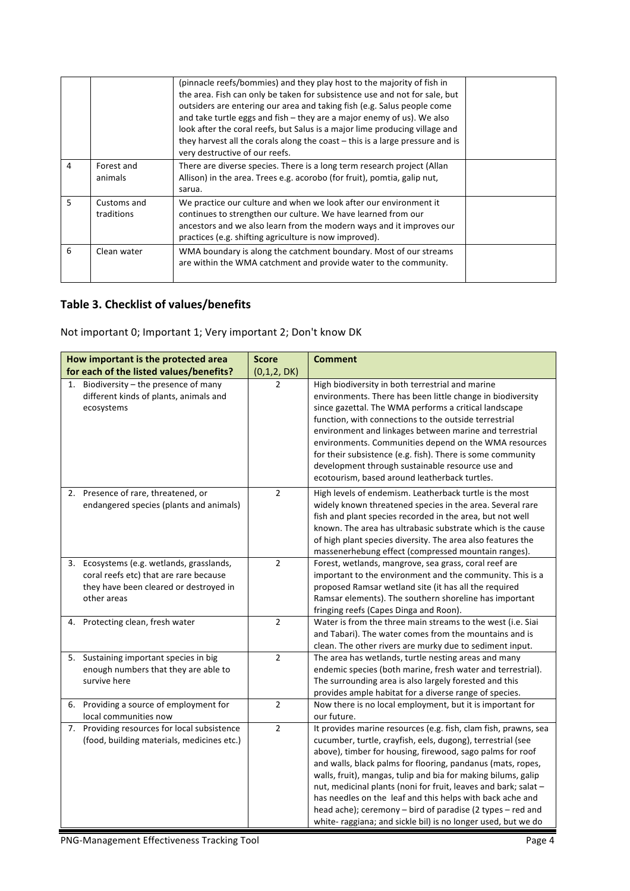|   |   | (pinnacle reefs/bommies) and they play host to the majority of fish in the area. Fish can only be taken for subsistence use and not for sale, but outsiders are entering our area and taking fish (e.g. Salus people come and take turtle eggs and fish – they are a major enemy of us). We also look after the coral reefs, but Salus is a major lime producing village and they harvest all the corals along the coast – this is a large pressure and is very destructive of our reefs. |   |
|---|---|---|---|
| 4 | Forest and animals | There are diverse species. There is a long term research project (Allan Allison) in the area. Trees e.g. acorobo (for fruit), pomtia, galip nut, sarua. |   |
| 5 | Customs and traditions | We practice our culture and when we look after our environment it continues to strengthen our culture. We have learned from our ancestors and we also learn from the modern ways and it improves our practices (e.g. shifting agriculture is now improved). |   |
| 6 | Clean water | WMA boundary is along the catchment boundary. Most of our streams are within the WMA catchment and provide water to the community. |   |

## Table 3. Checklist of values/benefits

Not important 0; Important 1; Very important 2; Don't know DK

| How important is the protected area for each of the listed values/benefits? | Score (0,1,2, DK) | Comment |
|---|---|---|
| 1. Biodiversity – the presence of many different kinds of plants, animals and ecosystems | 2 | High biodiversity in both terrestrial and marine environments. There has been little change in biodiversity since gazettal. The WMA performs a critical landscape function, with connections to the outside terrestrial environment and linkages between marine and terrestrial environments. Communities depend on the WMA resources for their subsistence (e.g. fish). There is some community development through sustainable resource use and ecotourism, based around leatherback turtles. |
| 2. Presence of rare, threatened, or endangered species (plants and animals) | 2 | High levels of endemism. Leatherback turtle is the most widely known threatened species in the area. Several rare fish and plant species recorded in the area, but not well known. The area has ultrabasic substrate which is the cause of high plant species diversity. The area also features the massenerhebung effect (compressed mountain ranges). |
| 3. Ecosystems (e.g. wetlands, grasslands, coral reefs etc) that are rare because they have been cleared or destroyed in other areas | 2 | Forest, wetlands, mangrove, sea grass, coral reef are important to the environment and the community. This is a proposed Ramsar wetland site (it has all the required Ramsar elements). The southern shoreline has important fringing reefs (Capes Dinga and Roon). |
| 4. Protecting clean, fresh water | 2 | Water is from the three main streams to the west (i.e. Siai and Tabari). The water comes from the mountains and is clean. The other rivers are murky due to sediment input. |
| 5. Sustaining important species in big enough numbers that they are able to survive here | 2 | The area has wetlands, turtle nesting areas and many endemic species (both marine, fresh water and terrestrial). The surrounding area is also largely forested and this provides ample habitat for a diverse range of species. |
| 6. Providing a source of employment for local communities now | 2 | Now there is no local employment, but it is important for our future. |
| 7. Providing resources for local subsistence (food, building materials, medicines etc.) | 2 | It provides marine resources (e.g. fish, clam fish, prawns, sea cucumber, turtle, crayfish, eels, dugong), terrestrial (see above), timber for housing, firewood, sago palms for roof and walls, black palms for flooring, pandanus (mats, ropes, walls, fruit), mangas, tulip and bia for making bilums, galip nut, medicinal plants (noni for fruit, leaves and bark; salat – has needles on the leaf and this helps with back ache and head ache); ceremony – bird of paradise (2 types – red and white- raggiana; and sickle bil) is no longer used, but we do |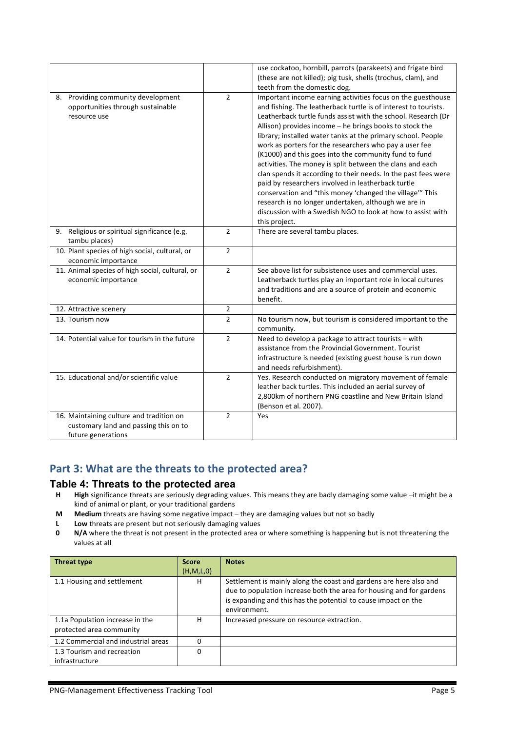| | | |
|---|---|---|
| | | use cockatoo, hornbill, parrots (parakeets) and frigate bird (these are not killed); pig tusk, shells (trochus, clam), and teeth from the domestic dog. |
| 8. Providing community development opportunities through sustainable resource use | 2 | Important income earning activities focus on the guesthouse and fishing. The leatherback turtle is of interest to tourists. Leatherback turtle funds assist with the school. Research (Dr Allison) provides income – he brings books to stock the library; installed water tanks at the primary school. People work as porters for the researchers who pay a user fee (K1000) and this goes into the community fund to fund activities. The money is split between the clans and each clan spends it according to their needs. In the past fees were paid by researchers involved in leatherback turtle conservation and "this money 'changed the village'" This research is no longer undertaken, although we are in discussion with a Swedish NGO to look at how to assist with this project. |
| 9. Religious or spiritual significance (e.g. tambu places) | 2 | There are several tambu places. |
| 10. Plant species of high social, cultural, or economic importance | 2 | |
| 11. Animal species of high social, cultural, or economic importance | 2 | See above list for subsistence uses and commercial uses. Leatherback turtles play an important role in local cultures and traditions and are a source of protein and economic benefit. |
| 12. Attractive scenery | 2 | |
| 13. Tourism now | 2 | No tourism now, but tourism is considered important to the community. |
| 14. Potential value for tourism in the future | 2 | Need to develop a package to attract tourists – with assistance from the Provincial Government. Tourist infrastructure is needed (existing guest house is run down and needs refurbishment). |
| 15. Educational and/or scientific value | 2 | Yes. Research conducted on migratory movement of female leather back turtles. This included an aerial survey of 2,800km of northern PNG coastline and New Britain Island (Benson et al. 2007). |
| 16. Maintaining culture and tradition on customary land and passing this on to future generations | 2 | Yes |

## Part 3: What are the threats to the protected area?

### Table 4: Threats to the protected area

- **H** **High** significance threats are seriously degrading values. This means they are badly damaging some value –it might be a kind of animal or plant, or your traditional gardens
- **M** **Medium** threats are having some negative impact – they are damaging values but not so badly
- **L** **Low** threats are present but not seriously damaging values
- **0** **N/A** where the threat is not present in the protected area or where something is happening but is not threatening the values at all

| Threat type | Score (H,M,L,0) | Notes |
|---|---|---|
| 1.1 Housing and settlement | H | Settlement is mainly along the coast and gardens are here also and due to population increase both the area for housing and for gardens is expanding and this has the potential to cause impact on the environment. |
| 1.1a Population increase in the protected area community | H | Increased pressure on resource extraction. |
| 1.2 Commercial and industrial areas | 0 | |
| 1.3 Tourism and recreation infrastructure | 0 | |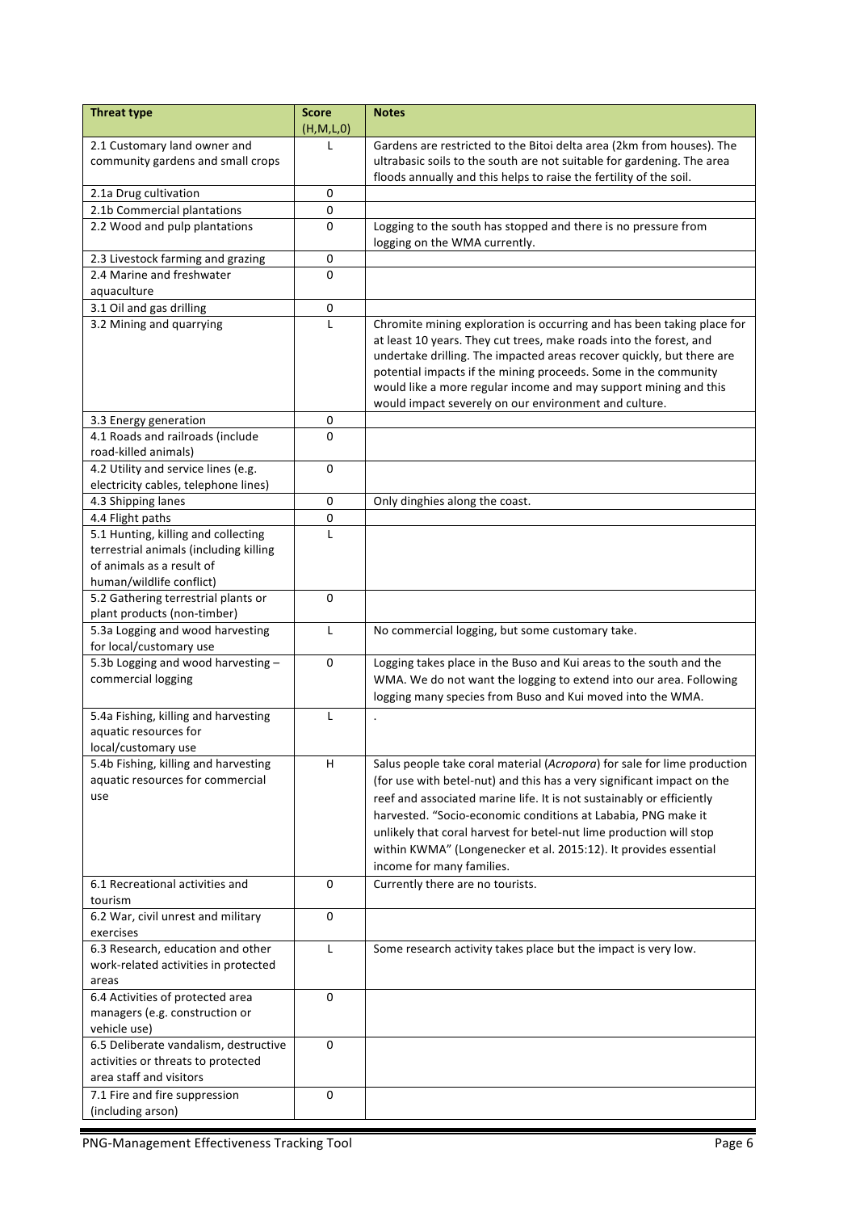| Threat type | Score (H,M,L,0) | Notes |
|---|---|---|
| 2.1 Customary land owner and community gardens and small crops | L | Gardens are restricted to the Bitoi delta area (2km from houses). The ultrabasic soils to the south are not suitable for gardening. The area floods annually and this helps to raise the fertility of the soil. |
| 2.1a Drug cultivation | 0 | |
| 2.1b Commercial plantations | 0 | |
| 2.2 Wood and pulp plantations | 0 | Logging to the south has stopped and there is no pressure from logging on the WMA currently. |
| 2.3 Livestock farming and grazing | 0 | |
| 2.4 Marine and freshwater aquaculture | 0 | |
| 3.1 Oil and gas drilling | 0 | |
| 3.2 Mining and quarrying | L | Chromite mining exploration is occurring and has been taking place for at least 10 years. They cut trees, make roads into the forest, and undertake drilling. The impacted areas recover quickly, but there are potential impacts if the mining proceeds. Some in the community would like a more regular income and may support mining and this would impact severely on our environment and culture. |
| 3.3 Energy generation | 0 | |
| 4.1 Roads and railroads (include road-killed animals) | 0 | |
| 4.2 Utility and service lines (e.g. electricity cables, telephone lines) | 0 | |
| 4.3 Shipping lanes | 0 | Only dinghies along the coast. |
| 4.4 Flight paths | 0 | |
| 5.1 Hunting, killing and collecting terrestrial animals (including killing of animals as a result of human/wildlife conflict) | L | |
| 5.2 Gathering terrestrial plants or plant products (non-timber) | 0 | |
| 5.3a Logging and wood harvesting for local/customary use | L | No commercial logging, but some customary take. |
| 5.3b Logging and wood harvesting – commercial logging | 0 | Logging takes place in the Buso and Kui areas to the south and the WMA. We do not want the logging to extend into our area. Following logging many species from Buso and Kui moved into the WMA. |
| 5.4a Fishing, killing and harvesting aquatic resources for local/customary use | L | . |
| 5.4b Fishing, killing and harvesting aquatic resources for commercial use | H | Salus people take coral material (*Acropora*) for sale for lime production (for use with betel-nut) and this has a very significant impact on the reef and associated marine life. It is not sustainably or efficiently harvested. "Socio-economic conditions at Lababia, PNG make it unlikely that coral harvest for betel-nut lime production will stop within KWMA" (Longenecker et al. 2015:12). It provides essential income for many families. |
| 6.1 Recreational activities and tourism | 0 | Currently there are no tourists. |
| 6.2 War, civil unrest and military exercises | 0 | |
| 6.3 Research, education and other work-related activities in protected areas | L | Some research activity takes place but the impact is very low. |
| 6.4 Activities of protected area managers (e.g. construction or vehicle use) | 0 | |
| 6.5 Deliberate vandalism, destructive activities or threats to protected area staff and visitors | 0 | |
| 7.1 Fire and fire suppression (including arson) | 0 | |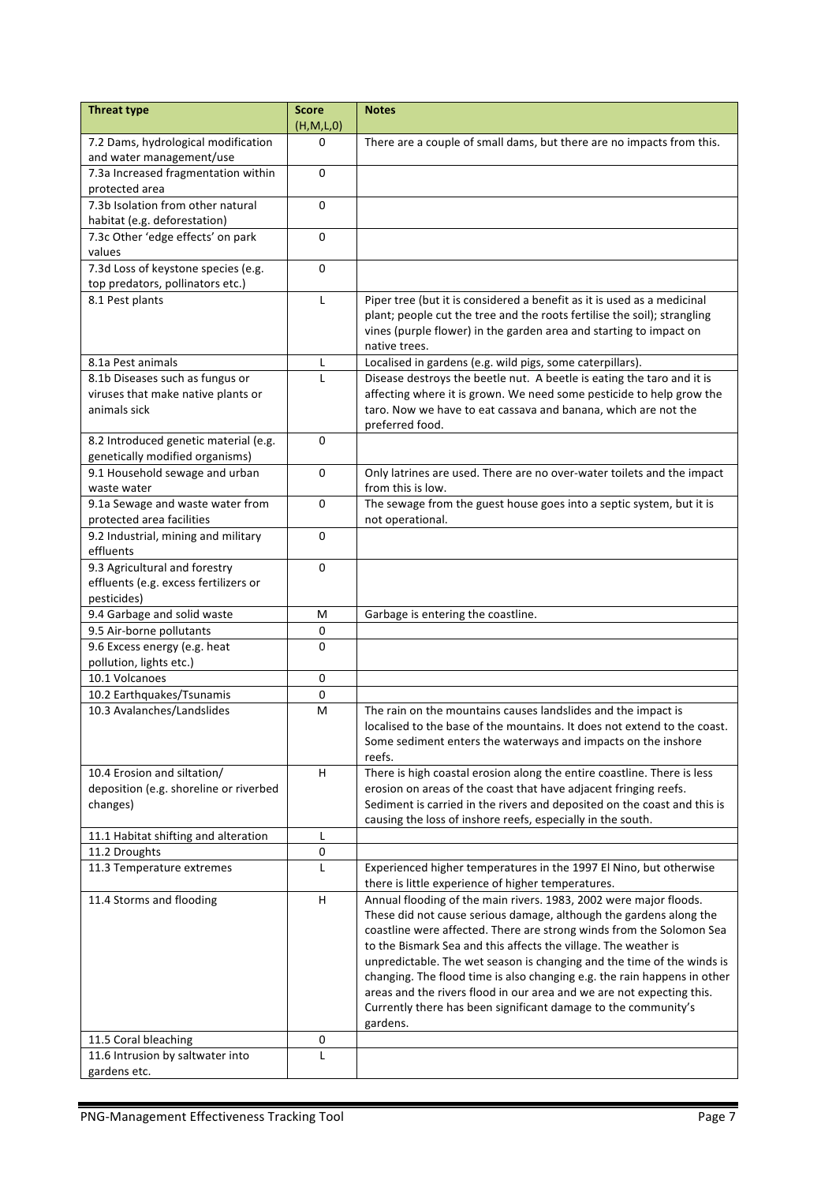| Threat type | Score (H,M,L,0) | Notes |
| --- | --- | --- |
| 7.2 Dams, hydrological modification and water management/use | 0 | There are a couple of small dams, but there are no impacts from this. |
| 7.3a Increased fragmentation within protected area | 0 | |
| 7.3b Isolation from other natural habitat (e.g. deforestation) | 0 | |
| 7.3c Other 'edge effects' on park values | 0 | |
| 7.3d Loss of keystone species (e.g. top predators, pollinators etc.) | 0 | |
| 8.1 Pest plants | L | Piper tree (but it is considered a benefit as it is used as a medicinal plant; people cut the tree and the roots fertilise the soil); strangling vines (purple flower) in the garden area and starting to impact on native trees. |
| 8.1a Pest animals | L | Localised in gardens (e.g. wild pigs, some caterpillars). |
| 8.1b Diseases such as fungus or viruses that make native plants or animals sick | L | Disease destroys the beetle nut. A beetle is eating the taro and it is affecting where it is grown. We need some pesticide to help grow the taro. Now we have to eat cassava and banana, which are not the preferred food. |
| 8.2 Introduced genetic material (e.g. genetically modified organisms) | 0 | |
| 9.1 Household sewage and urban waste water | 0 | Only latrines are used. There are no over-water toilets and the impact from this is low. |
| 9.1a Sewage and waste water from protected area facilities | 0 | The sewage from the guest house goes into a septic system, but it is not operational. |
| 9.2 Industrial, mining and military effluents | 0 | |
| 9.3 Agricultural and forestry effluents (e.g. excess fertilizers or pesticides) | 0 | |
| 9.4 Garbage and solid waste | M | Garbage is entering the coastline. |
| 9.5 Air-borne pollutants | 0 | |
| 9.6 Excess energy (e.g. heat pollution, lights etc.) | 0 | |
| 10.1 Volcanoes | 0 | |
| 10.2 Earthquakes/Tsunamis | 0 | |
| 10.3 Avalanches/Landslides | M | The rain on the mountains causes landslides and the impact is localised to the base of the mountains. It does not extend to the coast. Some sediment enters the waterways and impacts on the inshore reefs. |
| 10.4 Erosion and siltation/ deposition (e.g. shoreline or riverbed changes) | H | There is high coastal erosion along the entire coastline. There is less erosion on areas of the coast that have adjacent fringing reefs. Sediment is carried in the rivers and deposited on the coast and this is causing the loss of inshore reefs, especially in the south. |
| 11.1 Habitat shifting and alteration | L | |
| 11.2 Droughts | 0 | |
| 11.3 Temperature extremes | L | Experienced higher temperatures in the 1997 El Nino, but otherwise there is little experience of higher temperatures. |
| 11.4 Storms and flooding | H | Annual flooding of the main rivers. 1983, 2002 were major floods. These did not cause serious damage, although the gardens along the coastline were affected. There are strong winds from the Solomon Sea to the Bismark Sea and this affects the village. The weather is unpredictable. The wet season is changing and the time of the winds is changing. The flood time is also changing e.g. the rain happens in other areas and the rivers flood in our area and we are not expecting this. Currently there has been significant damage to the community's gardens. |
| 11.5 Coral bleaching | 0 | |
| 11.6 Intrusion by saltwater into gardens etc. | L | |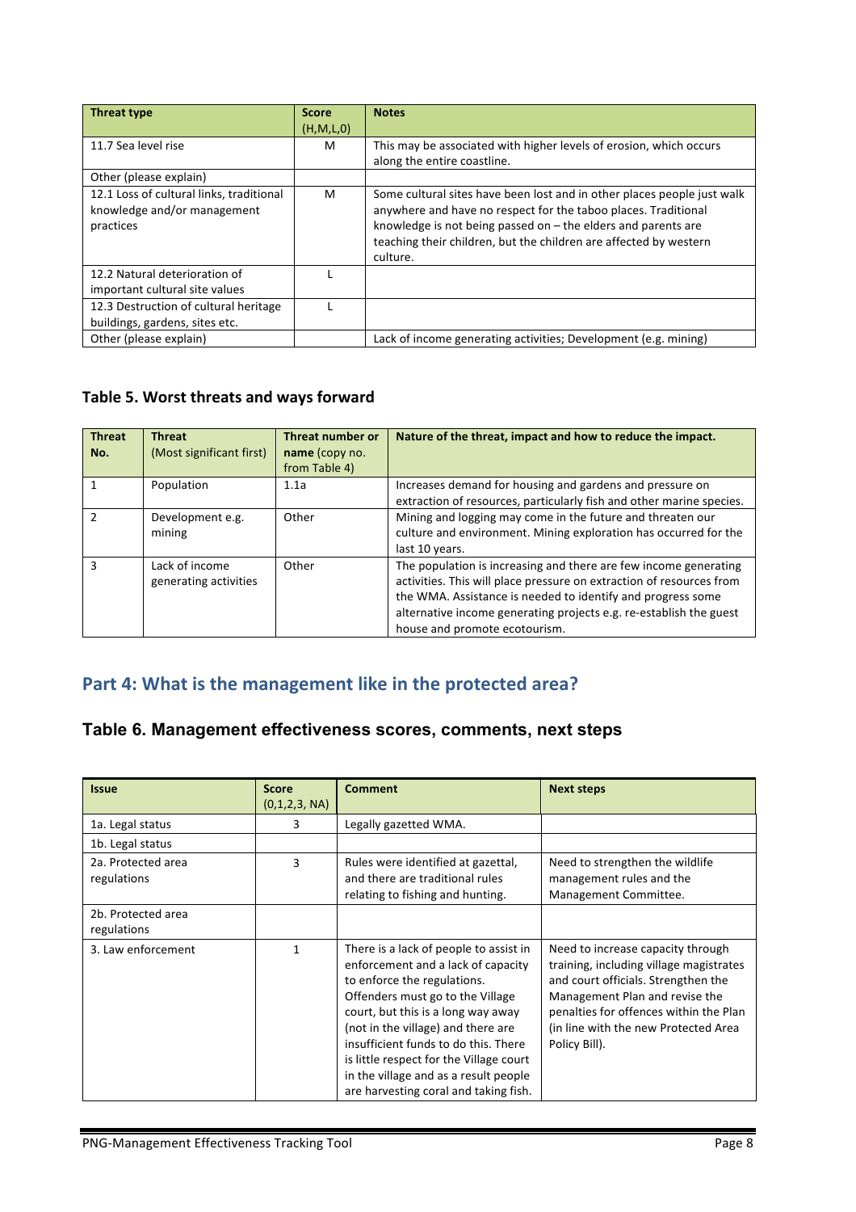| Threat type | Score (H,M,L,0) | Notes |
|---|---|---|
| 11.7 Sea level rise | M | This may be associated with higher levels of erosion, which occurs along the entire coastline. |
| Other (please explain) | | |
| 12.1 Loss of cultural links, traditional knowledge and/or management practices | M | Some cultural sites have been lost and in other places people just walk anywhere and have no respect for the taboo places. Traditional knowledge is not being passed on – the elders and parents are teaching their children, but the children are affected by western culture. |
| 12.2 Natural deterioration of important cultural site values | L | |
| 12.3 Destruction of cultural heritage buildings, gardens, sites etc. | L | |
| Other (please explain) | | Lack of income generating activities; Development (e.g. mining) |

## Table 5. Worst threats and ways forward

| Threat No. | Threat (Most significant first) | Threat number or name (copy no. from Table 4) | Nature of the threat, impact and how to reduce the impact. |
|---|---|---|---|
| 1 | Population | 1.1a | Increases demand for housing and gardens and pressure on extraction of resources, particularly fish and other marine species. |
| 2 | Development e.g. mining | Other | Mining and logging may come in the future and threaten our culture and environment. Mining exploration has occurred for the last 10 years. |
| 3 | Lack of income generating activities | Other | The population is increasing and there are few income generating activities. This will place pressure on extraction of resources from the WMA. Assistance is needed to identify and progress some alternative income generating projects e.g. re-establish the guest house and promote ecotourism. |

## Part 4: What is the management like in the protected area?

### Table 6. Management effectiveness scores, comments, next steps

| Issue | Score (0,1,2,3, NA) | Comment | Next steps |
|---|---|---|---|
| 1a. Legal status | 3 | Legally gazetted WMA. | |
| 1b. Legal status | | | |
| 2a. Protected area regulations | 3 | Rules were identified at gazettal, and there are traditional rules relating to fishing and hunting. | Need to strengthen the wildlife management rules and the Management Committee. |
| 2b. Protected area regulations | | | |
| 3. Law enforcement | 1 | There is a lack of people to assist in enforcement and a lack of capacity to enforce the regulations. Offenders must go to the Village court, but this is a long way away (not in the village) and there are insufficient funds to do this. There is little respect for the Village court in the village and as a result people are harvesting coral and taking fish. | Need to increase capacity through training, including village magistrates and court officials. Strengthen the Management Plan and revise the penalties for offences within the Plan (in line with the new Protected Area Policy Bill). |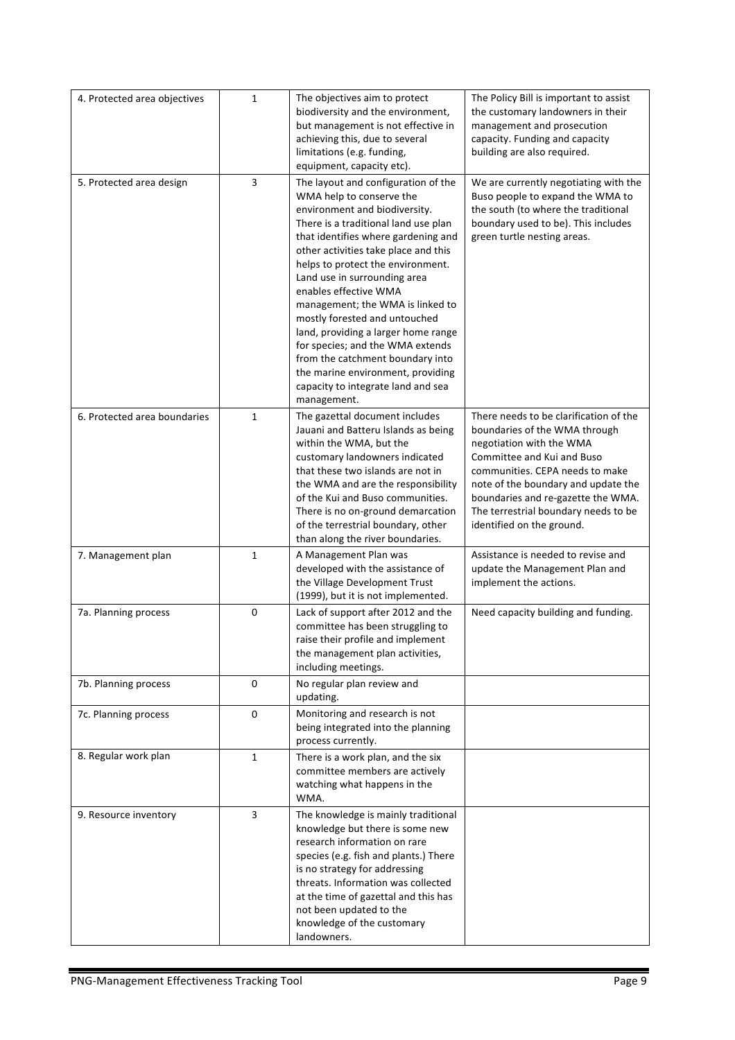| 4. Protected area objectives | 1 | The objectives aim to protect biodiversity and the environment, but management is not effective in achieving this, due to several limitations (e.g. funding, equipment, capacity etc). | The Policy Bill is important to assist the customary landowners in their management and prosecution capacity. Funding and capacity building are also required. |
|---|---|---|---|
| 5. Protected area design | 3 | The layout and configuration of the WMA help to conserve the environment and biodiversity. There is a traditional land use plan that identifies where gardening and other activities take place and this helps to protect the environment. Land use in surrounding area enables effective WMA management; the WMA is linked to mostly forested and untouched land, providing a larger home range for species; and the WMA extends from the catchment boundary into the marine environment, providing capacity to integrate land and sea management. | We are currently negotiating with the Buso people to expand the WMA to the south (to where the traditional boundary used to be). This includes green turtle nesting areas. |
| 6. Protected area boundaries | 1 | The gazettal document includes Jauani and Batteru Islands as being within the WMA, but the customary landowners indicated that these two islands are not in the WMA and are the responsibility of the Kui and Buso communities. There is no on-ground demarcation of the terrestrial boundary, other than along the river boundaries. | There needs to be clarification of the boundaries of the WMA through negotiation with the WMA Committee and Kui and Buso communities. CEPA needs to make note of the boundary and update the boundaries and re-gazette the WMA. The terrestrial boundary needs to be identified on the ground. |
| 7. Management plan | 1 | A Management Plan was developed with the assistance of the Village Development Trust (1999), but it is not implemented. | Assistance is needed to revise and update the Management Plan and implement the actions. |
| 7a. Planning process | 0 | Lack of support after 2012 and the committee has been struggling to raise their profile and implement the management plan activities, including meetings. | Need capacity building and funding. |
| 7b. Planning process | 0 | No regular plan review and updating. | |
| 7c. Planning process | 0 | Monitoring and research is not being integrated into the planning process currently. | |
| 8. Regular work plan | 1 | There is a work plan, and the six committee members are actively watching what happens in the WMA. | |
| 9. Resource inventory | 3 | The knowledge is mainly traditional knowledge but there is some new research information on rare species (e.g. fish and plants.) There is no strategy for addressing threats. Information was collected at the time of gazettal and this has not been updated to the knowledge of the customary landowners. | |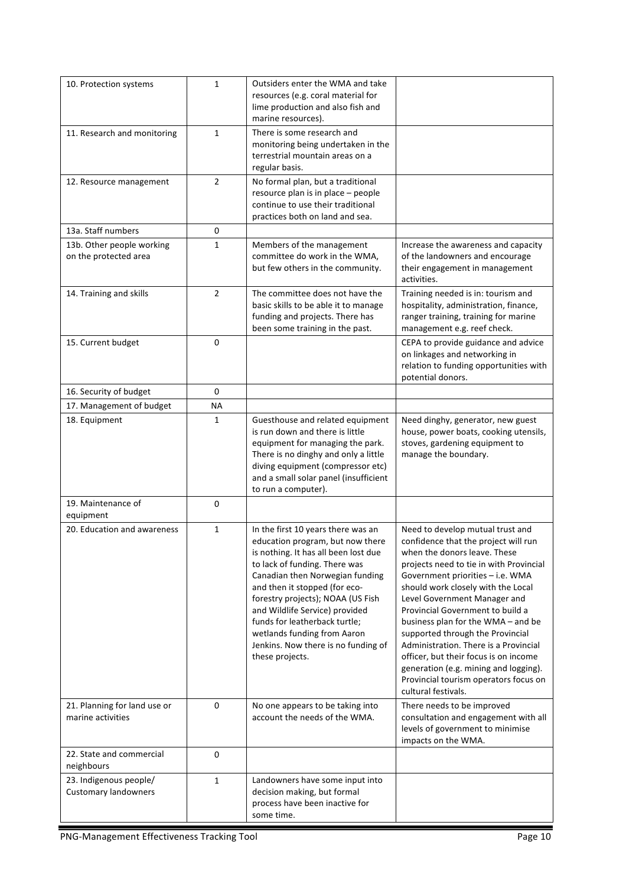| 10. Protection systems | 1 | Outsiders enter the WMA and take resources (e.g. coral material for lime production and also fish and marine resources). | |
|---|---|---|---|
| 11. Research and monitoring | 1 | There is some research and monitoring being undertaken in the terrestrial mountain areas on a regular basis. | |
| 12. Resource management | 2 | No formal plan, but a traditional resource plan is in place – people continue to use their traditional practices both on land and sea. | |
| 13a. Staff numbers | 0 | | |
| 13b. Other people working on the protected area | 1 | Members of the management committee do work in the WMA, but few others in the community. | Increase the awareness and capacity of the landowners and encourage their engagement in management activities. |
| 14. Training and skills | 2 | The committee does not have the basic skills to be able it to manage funding and projects. There has been some training in the past. | Training needed is in: tourism and hospitality, administration, finance, ranger training, training for marine management e.g. reef check. |
| 15. Current budget | 0 | | CEPA to provide guidance and advice on linkages and networking in relation to funding opportunities with potential donors. |
| 16. Security of budget | 0 | | |
| 17. Management of budget | NA | | |
| 18. Equipment | 1 | Guesthouse and related equipment is run down and there is little equipment for managing the park. There is no dinghy and only a little diving equipment (compressor etc) and a small solar panel (insufficient to run a computer). | Need dinghy, generator, new guest house, power boats, cooking utensils, stoves, gardening equipment to manage the boundary. |
| 19. Maintenance of equipment | 0 | | |
| 20. Education and awareness | 1 | In the first 10 years there was an education program, but now there is nothing. It has all been lost due to lack of funding. There was Canadian then Norwegian funding and then it stopped (for eco-forestry projects); NOAA (US Fish and Wildlife Service) provided funds for leatherback turtle; wetlands funding from Aaron Jenkins. Now there is no funding of these projects. | Need to develop mutual trust and confidence that the project will run when the donors leave. These projects need to tie in with Provincial Government priorities – i.e. WMA should work closely with the Local Level Government Manager and Provincial Government to build a business plan for the WMA – and be supported through the Provincial Administration. There is a Provincial officer, but their focus is on income generation (e.g. mining and logging). Provincial tourism operators focus on cultural festivals. |
| 21. Planning for land use or marine activities | 0 | No one appears to be taking into account the needs of the WMA. | There needs to be improved consultation and engagement with all levels of government to minimise impacts on the WMA. |
| 22. State and commercial neighbours | 0 | | |
| 23. Indigenous people/ Customary landowners | 1 | Landowners have some input into decision making, but formal process have been inactive for some time. | |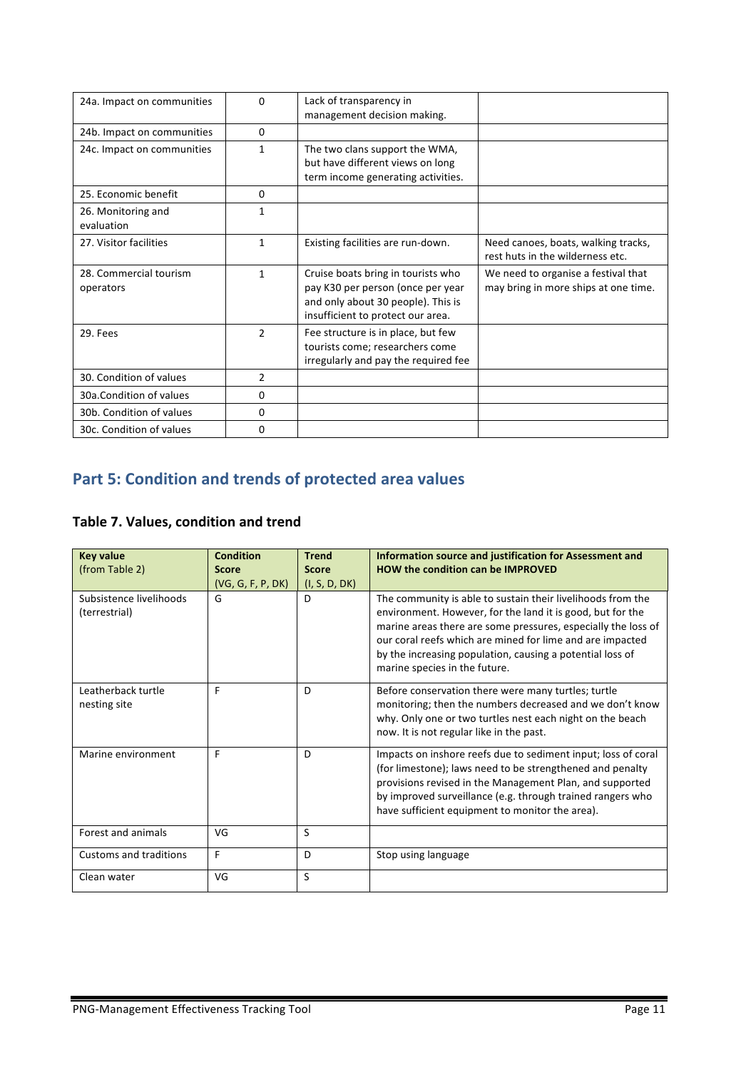| 24a. Impact on communities | 0 | Lack of transparency in management decision making. | |
|---|---|---|---|
| 24b. Impact on communities | 0 | | |
| 24c. Impact on communities | 1 | The two clans support the WMA, but have different views on long term income generating activities. | |
| 25. Economic benefit | 0 | | |
| 26. Monitoring and evaluation | 1 | | |
| 27. Visitor facilities | 1 | Existing facilities are run-down. | Need canoes, boats, walking tracks, rest huts in the wilderness etc. |
| 28. Commercial tourism operators | 1 | Cruise boats bring in tourists who pay K30 per person (once per year and only about 30 people). This is insufficient to protect our area. | We need to organise a festival that may bring in more ships at one time. |
| 29. Fees | 2 | Fee structure is in place, but few tourists come; researchers come irregularly and pay the required fee | |
| 30. Condition of values | 2 | | |
| 30a.Condition of values | 0 | | |
| 30b. Condition of values | 0 | | |
| 30c. Condition of values | 0 | | |

## Part 5: Condition and trends of protected area values

### Table 7. Values, condition and trend

| **Key value** (from Table 2) | **Condition Score** (VG, G, F, P, DK) | **Trend Score** (I, S, D, DK) | **Information source and justification for Assessment and HOW the condition can be IMPROVED** |
|---|---|---|---|
| Subsistence livelihoods (terrestrial) | G | D | The community is able to sustain their livelihoods from the environment. However, for the land it is good, but for the marine areas there are some pressures, especially the loss of our coral reefs which are mined for lime and are impacted by the increasing population, causing a potential loss of marine species in the future. |
| Leatherback turtle nesting site | F | D | Before conservation there were many turtles; turtle monitoring; then the numbers decreased and we don't know why. Only one or two turtles nest each night on the beach now. It is not regular like in the past. |
| Marine environment | F | D | Impacts on inshore reefs due to sediment input; loss of coral (for limestone); laws need to be strengthened and penalty provisions revised in the Management Plan, and supported by improved surveillance (e.g. through trained rangers who have sufficient equipment to monitor the area). |
| Forest and animals | VG | S | |
| Customs and traditions | F | D | Stop using language |
| Clean water | VG | S | |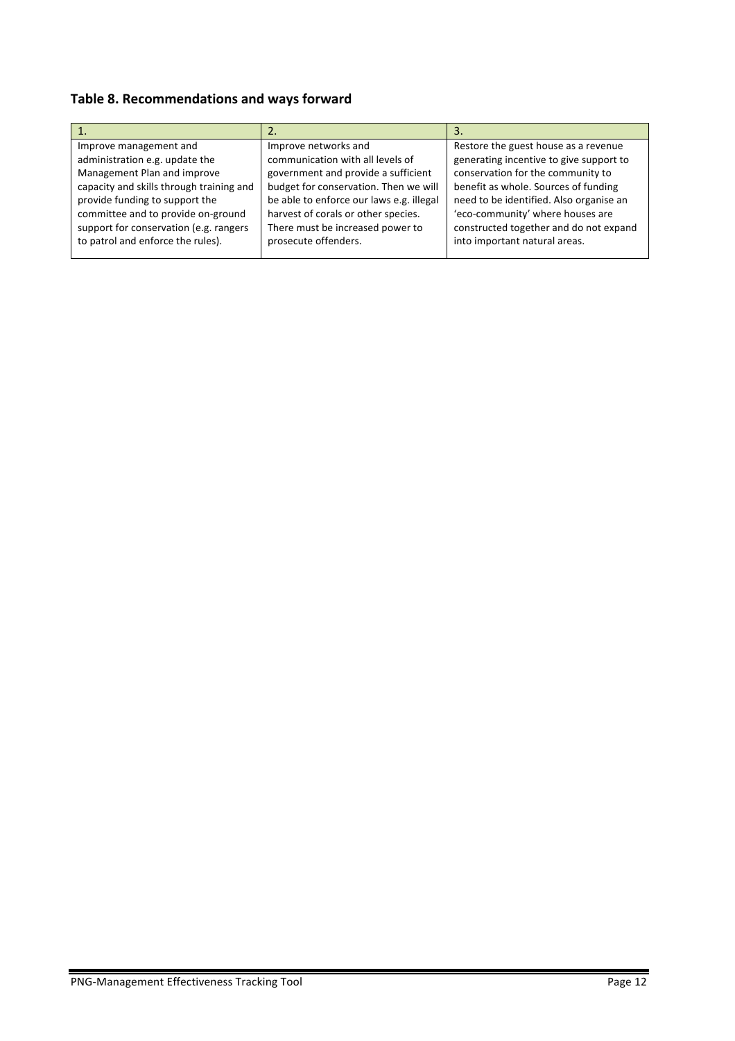## Table 8. Recommendations and ways forward

| 1. | 2. | 3. |
|---|---|---|
| Improve management and administration e.g. update the Management Plan and improve capacity and skills through training and provide funding to support the committee and to provide on-ground support for conservation (e.g. rangers to patrol and enforce the rules). | Improve networks and communication with all levels of government and provide a sufficient budget for conservation. Then we will be able to enforce our laws e.g. illegal harvest of corals or other species. There must be increased power to prosecute offenders. | Restore the guest house as a revenue generating incentive to give support to conservation for the community to benefit as whole. Sources of funding need to be identified. Also organise an 'eco-community' where houses are constructed together and do not expand into important natural areas. |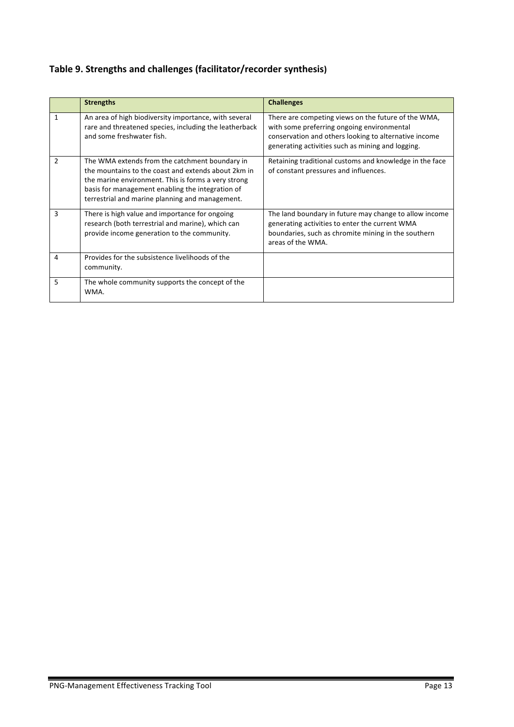## Table 9. Strengths and challenges (facilitator/recorder synthesis)

| | Strengths | Challenges |
|---|---|---|
| 1 | An area of high biodiversity importance, with several rare and threatened species, including the leatherback and some freshwater fish. | There are competing views on the future of the WMA, with some preferring ongoing environmental conservation and others looking to alternative income generating activities such as mining and logging. |
| 2 | The WMA extends from the catchment boundary in the mountains to the coast and extends about 2km in the marine environment. This is forms a very strong basis for management enabling the integration of terrestrial and marine planning and management. | Retaining traditional customs and knowledge in the face of constant pressures and influences. |
| 3 | There is high value and importance for ongoing research (both terrestrial and marine), which can provide income generation to the community. | The land boundary in future may change to allow income generating activities to enter the current WMA boundaries, such as chromite mining in the southern areas of the WMA. |
| 4 | Provides for the subsistence livelihoods of the community. | |
| 5 | The whole community supports the concept of the WMA. | |